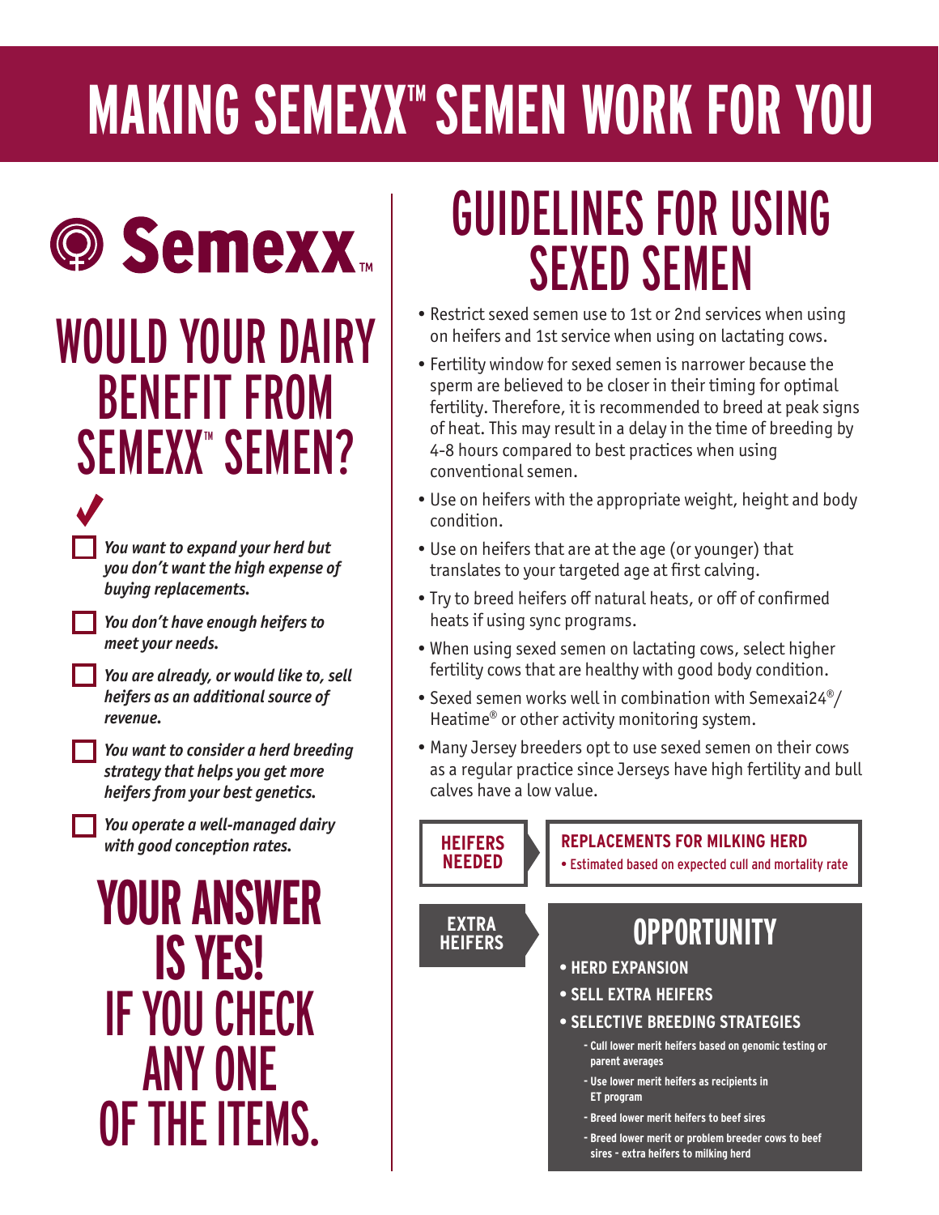# MAKING SEMEXX™ SEMEN WORK FOR YOU

Semexx™

## WOULD YOUR DAIRY BENEFIT FROM SEMEXX™ SEMEN?

- ☐ *You want to expand your herd but you don't want the high expense of buying replacements.*
- ☐ *You don't have enough heifers to meet your needs.*
- ☐ *You are already, or would like to, sell heifers as an additional source of revenue.*
- ☐ *You want to consider a herd breeding strategy that helps you get more heifers from your best genetics.*
- ☐ *You operate a well-managed dairy with good conception rates.*

## YOUR ANSWER IS YES! IF YOU CHECK ANY ONE OF THE ITEMS.

## GUIDELINES FOR USING SEXED SEMEN

- Restrict sexed semen use to 1st or 2nd services when using on heifers and 1st service when using on lactating cows.
- Fertility window for sexed semen is narrower because the sperm are believed to be closer in their timing for optimal fertility. Therefore, it is recommended to breed at peak signs of heat. This may result in a delay in the time of breeding by 4-8 hours compared to best practices when using conventional semen.
- Use on heifers with the appropriate weight, height and body condition.
- Use on heifers that are at the age (or younger) that translates to your targeted age at first calving.
- Try to breed heifers off natural heats, or off of confirmed heats if using sync programs.
- When using sexed semen on lactating cows, select higher fertility cows that are healthy with good body condition.
- Sexed semen works well in combination with Semexai24®/Heatime® or other activity monitoring system.
- Many Jersey breeders opt to use sexed semen on their cows as a regular practice since Jerseys have high fertility and bull calves have a low value.

**HEIFERS NEEDED** → **REPLACEMENTS FOR MILKING HERD**
- Estimated based on expected cull and mortality rate

**EXTRA HEIFERS** → **OPPORTUNITY**
- **HERD EXPANSION**
- **SELL EXTRA HEIFERS**
- **SELECTIVE BREEDING STRATEGIES**
  - Cull lower merit heifers based on genomic testing or parent averages
  - Use lower merit heifers as recipients in ET program
  - Breed lower merit heifers to beef sires
  - Breed lower merit or problem breeder cows to beef sires - extra heifers to milking herd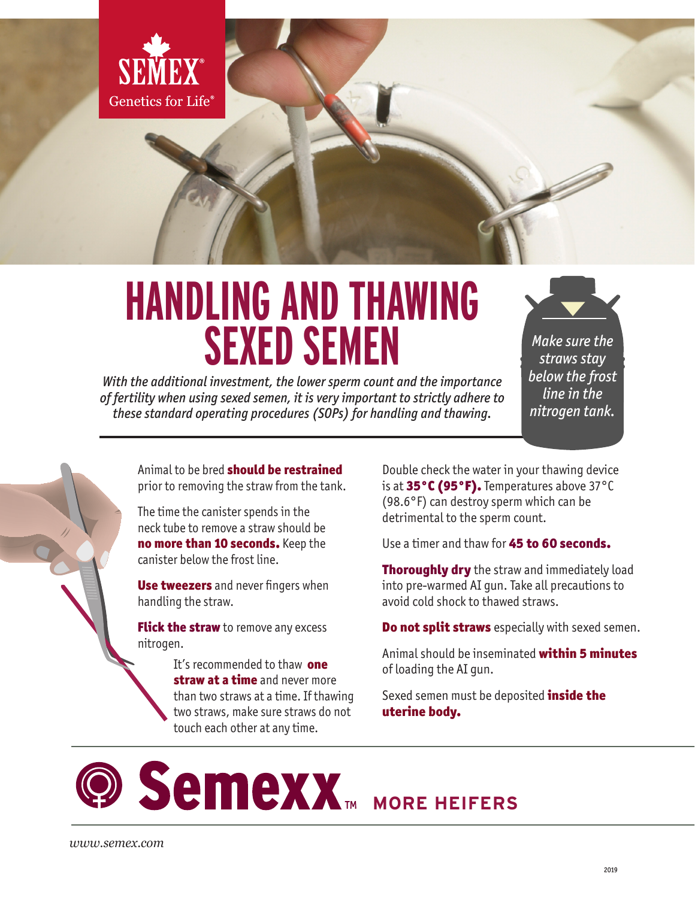SEMEX® Genetics for Life®

# HANDLING AND THAWING SEXED SEMEN

*With the additional investment, the lower sperm count and the importance of fertility when using sexed semen, it is very important to strictly adhere to these standard operating procedures (SOPs) for handling and thawing.*

*Make sure the straws stay below the frost line in the nitrogen tank.*

Animal to be bred **should be restrained** prior to removing the straw from the tank.

The time the canister spends in the neck tube to remove a straw should be **no more than 10 seconds.** Keep the canister below the frost line.

**Use tweezers** and never fingers when handling the straw.

**Flick the straw** to remove any excess nitrogen.

It's recommended to thaw **one straw at a time** and never more than two straws at a time. If thawing two straws, make sure straws do not touch each other at any time.

Double check the water in your thawing device is at **35°C (95°F).** Temperatures above 37°C (98.6°F) can destroy sperm which can be detrimental to the sperm count.

Use a timer and thaw for **45 to 60 seconds.**

**Thoroughly dry** the straw and immediately load into pre-warmed AI gun. Take all precautions to avoid cold shock to thawed straws.

**Do not split straws** especially with sexed semen.

Animal should be inseminated **within 5 minutes** of loading the AI gun.

Sexed semen must be deposited **inside the uterine body.**

**Semexx™ MORE HEIFERS**

*www.semex.com*

2019